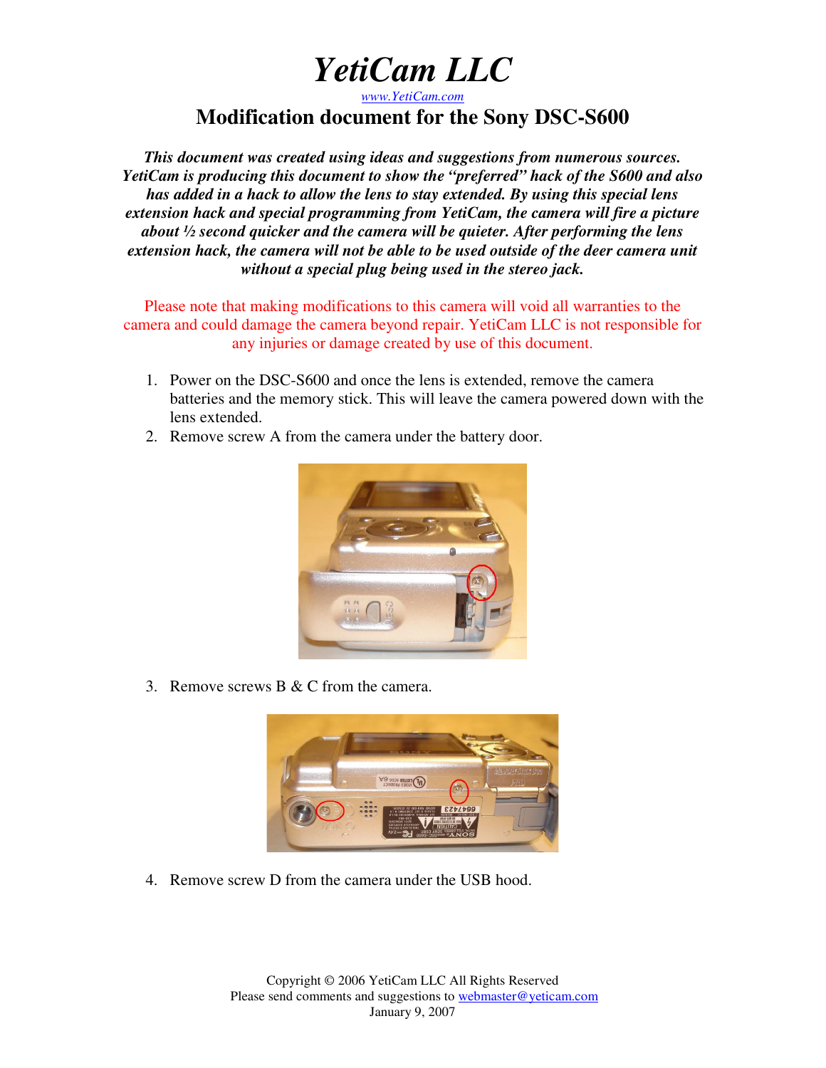# YetiCam LLC

www.YetiCam.com

## Modification document for the Sony DSC-S600

***This document was created using ideas and suggestions from numerous sources. YetiCam is producing this document to show the "preferred" hack of the S600 and also has added in a hack to allow the lens to stay extended. By using this special lens extension hack and special programming from YetiCam, the camera will fire a picture about ½ second quicker and the camera will be quieter. After performing the lens extension hack, the camera will not be able to be used outside of the deer camera unit without a special plug being used in the stereo jack.***

Please note that making modifications to this camera will void all warranties to the camera and could damage the camera beyond repair. YetiCam LLC is not responsible for any injuries or damage created by use of this document.

1. Power on the DSC-S600 and once the lens is extended, remove the camera batteries and the memory stick. This will leave the camera powered down with the lens extended.
2. Remove screw A from the camera under the battery door.
3. Remove screws B & C from the camera.
4. Remove screw D from the camera under the USB hood.

Copyright © 2006 YetiCam LLC All Rights Reserved
Please send comments and suggestions to webmaster@yeticam.com
January 9, 2007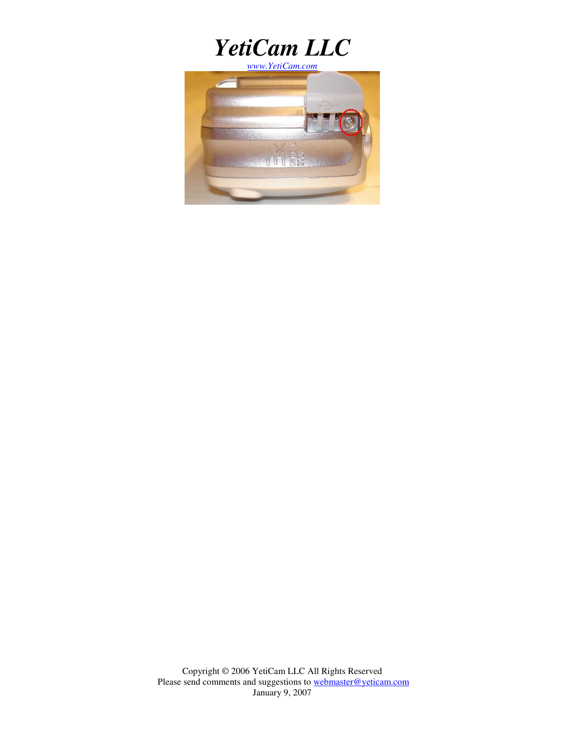# *YetiCam LLC*

*www.YetiCam.com*

Copyright © 2006 YetiCam LLC All Rights Reserved
Please send comments and suggestions to webmaster@yeticam.com
January 9, 2007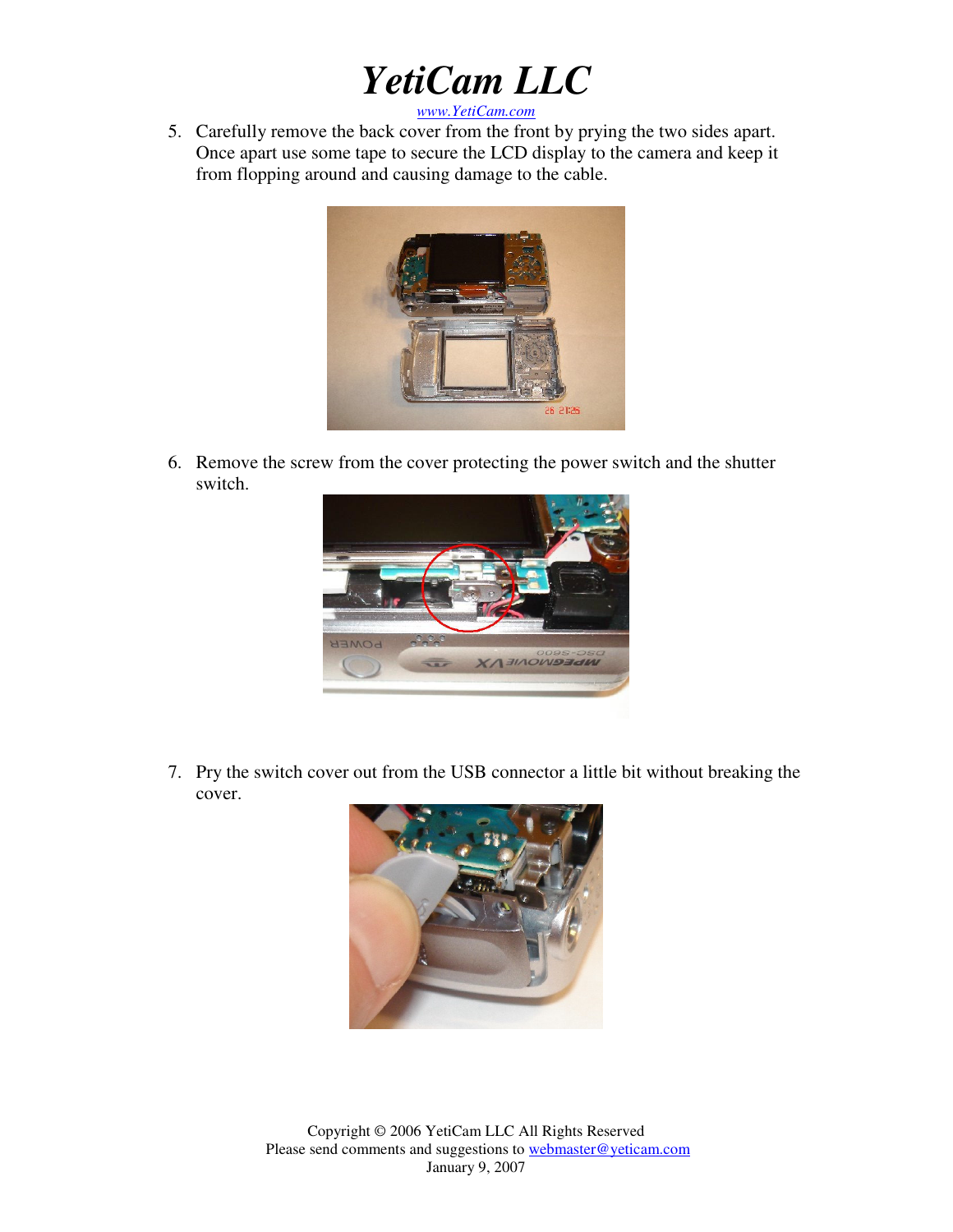5. Carefully remove the back cover from the front by prying the two sides apart. Once apart use some tape to secure the LCD display to the camera and keep it from flopping around and causing damage to the cable.

6. Remove the screw from the cover protecting the power switch and the shutter switch.

7. Pry the switch cover out from the USB connector a little bit without breaking the cover.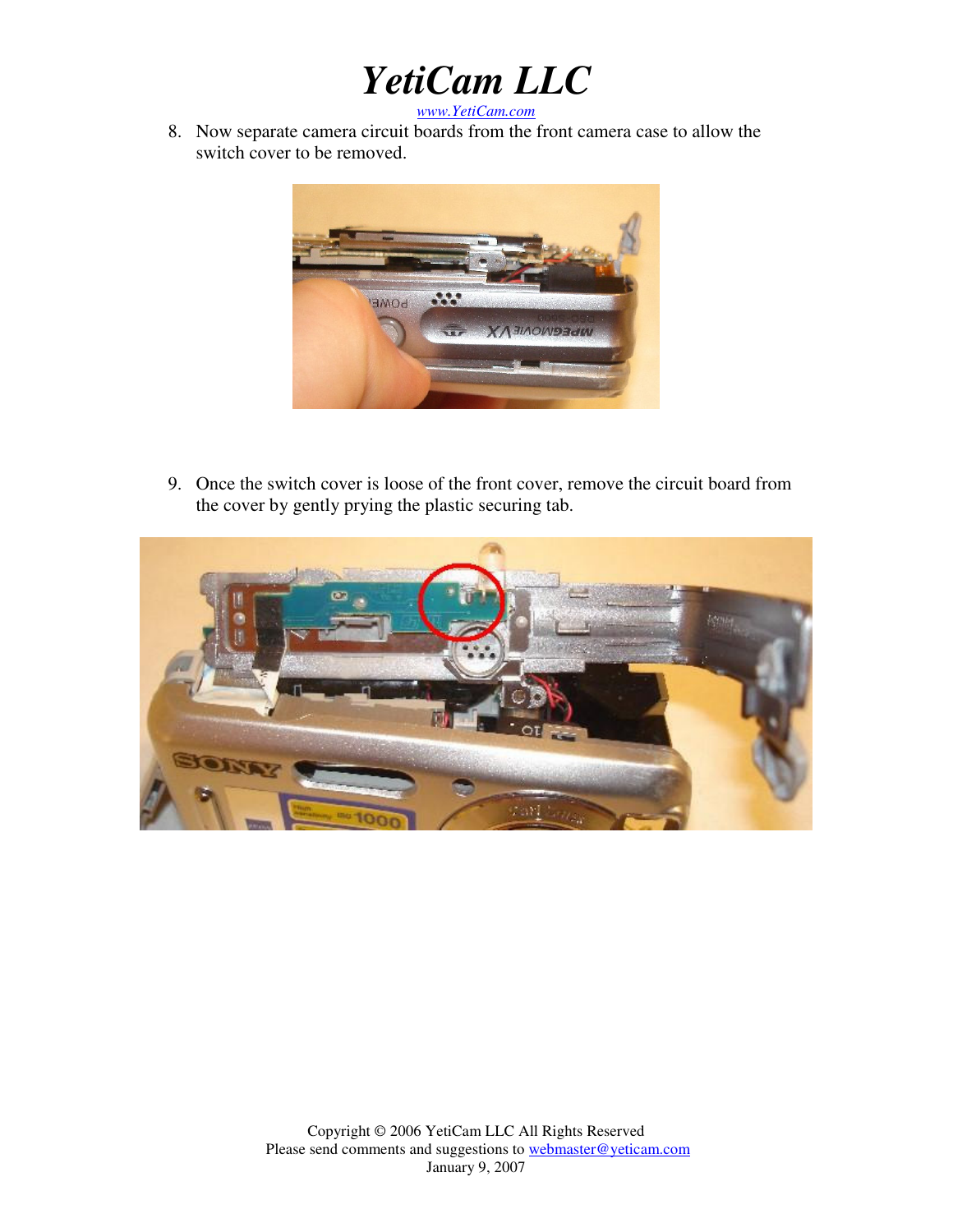8. Now separate camera circuit boards from the front camera case to allow the switch cover to be removed.

9. Once the switch cover is loose of the front cover, remove the circuit board from the cover by gently prying the plastic securing tab.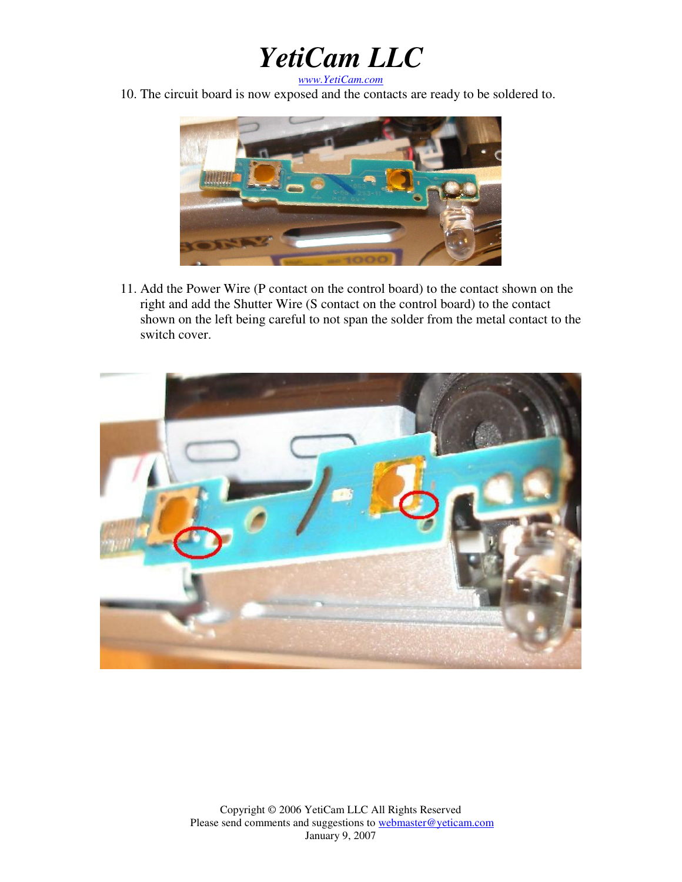10. The circuit board is now exposed and the contacts are ready to be soldered to.

11. Add the Power Wire (P contact on the control board) to the contact shown on the right and add the Shutter Wire (S contact on the control board) to the contact shown on the left being careful to not span the solder from the metal contact to the switch cover.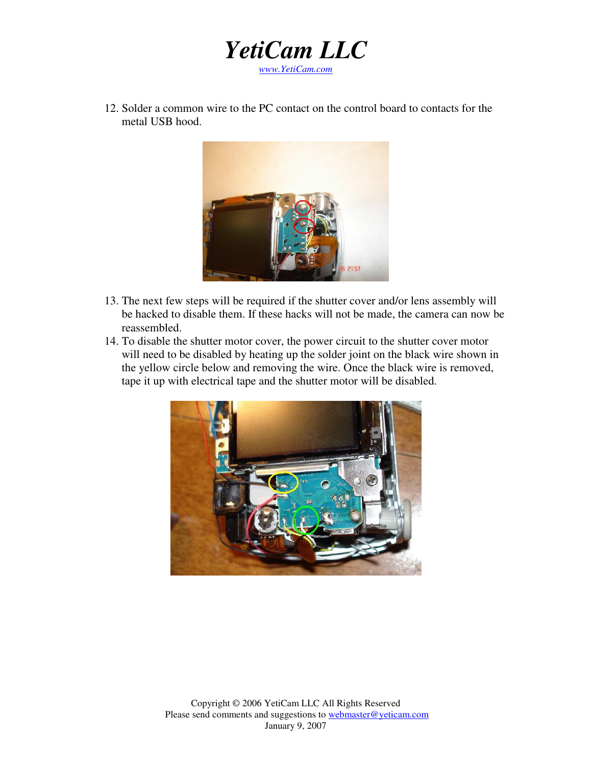12. Solder a common wire to the PC contact on the control board to contacts for the metal USB hood.

13. The next few steps will be required if the shutter cover and/or lens assembly will be hacked to disable them. If these hacks will not be made, the camera can now be reassembled.
14. To disable the shutter motor cover, the power circuit to the shutter cover motor will need to be disabled by heating up the solder joint on the black wire shown in the yellow circle below and removing the wire. Once the black wire is removed, tape it up with electrical tape and the shutter motor will be disabled.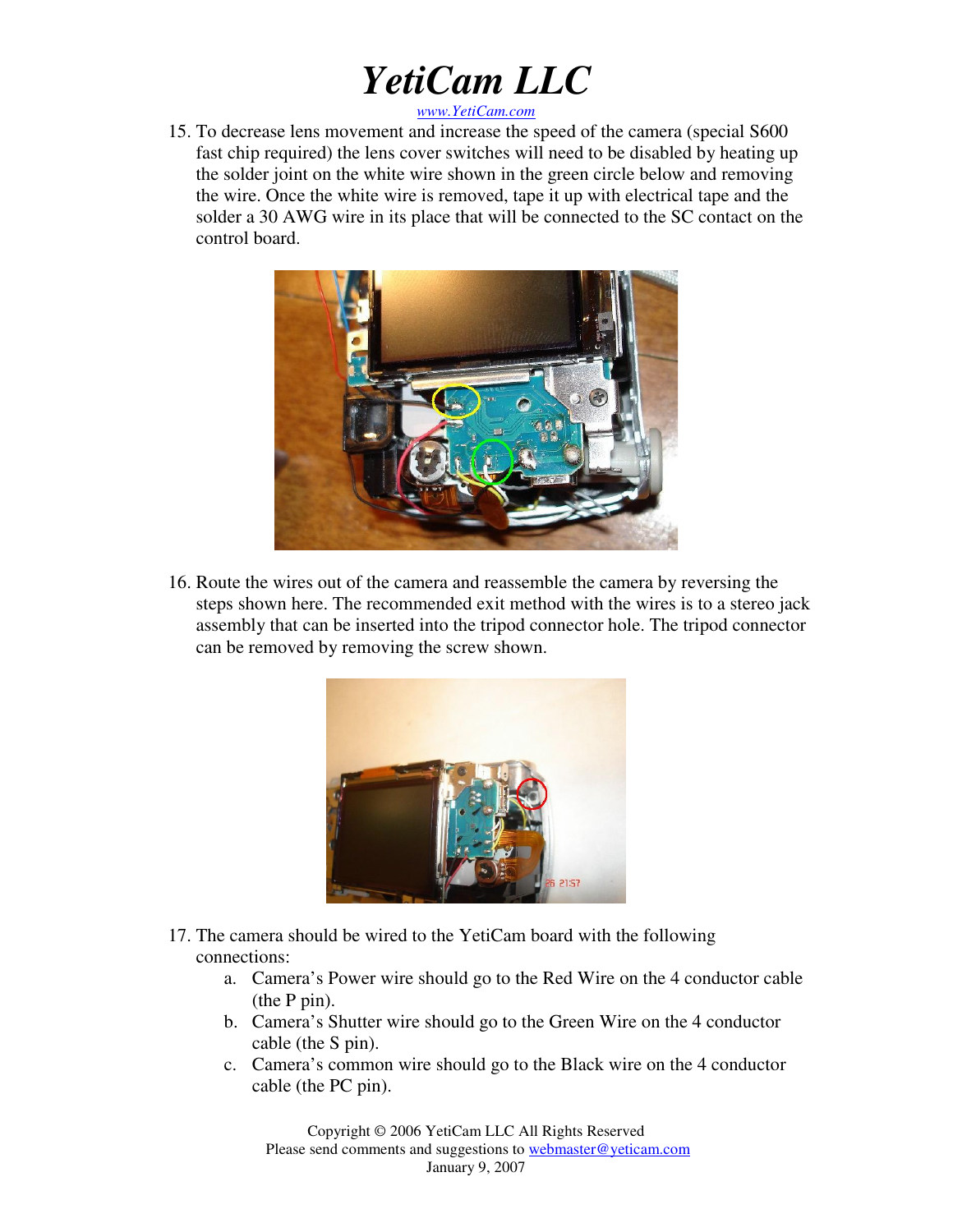15. To decrease lens movement and increase the speed of the camera (special S600 fast chip required) the lens cover switches will need to be disabled by heating up the solder joint on the white wire shown in the green circle below and removing the wire. Once the white wire is removed, tape it up with electrical tape and the solder a 30 AWG wire in its place that will be connected to the SC contact on the control board.

16. Route the wires out of the camera and reassemble the camera by reversing the steps shown here. The recommended exit method with the wires is to a stereo jack assembly that can be inserted into the tripod connector hole. The tripod connector can be removed by removing the screw shown.

17. The camera should be wired to the YetiCam board with the following connections:
    a. Camera's Power wire should go to the Red Wire on the 4 conductor cable (the P pin).
    b. Camera's Shutter wire should go to the Green Wire on the 4 conductor cable (the S pin).
    c. Camera's common wire should go to the Black wire on the 4 conductor cable (the PC pin).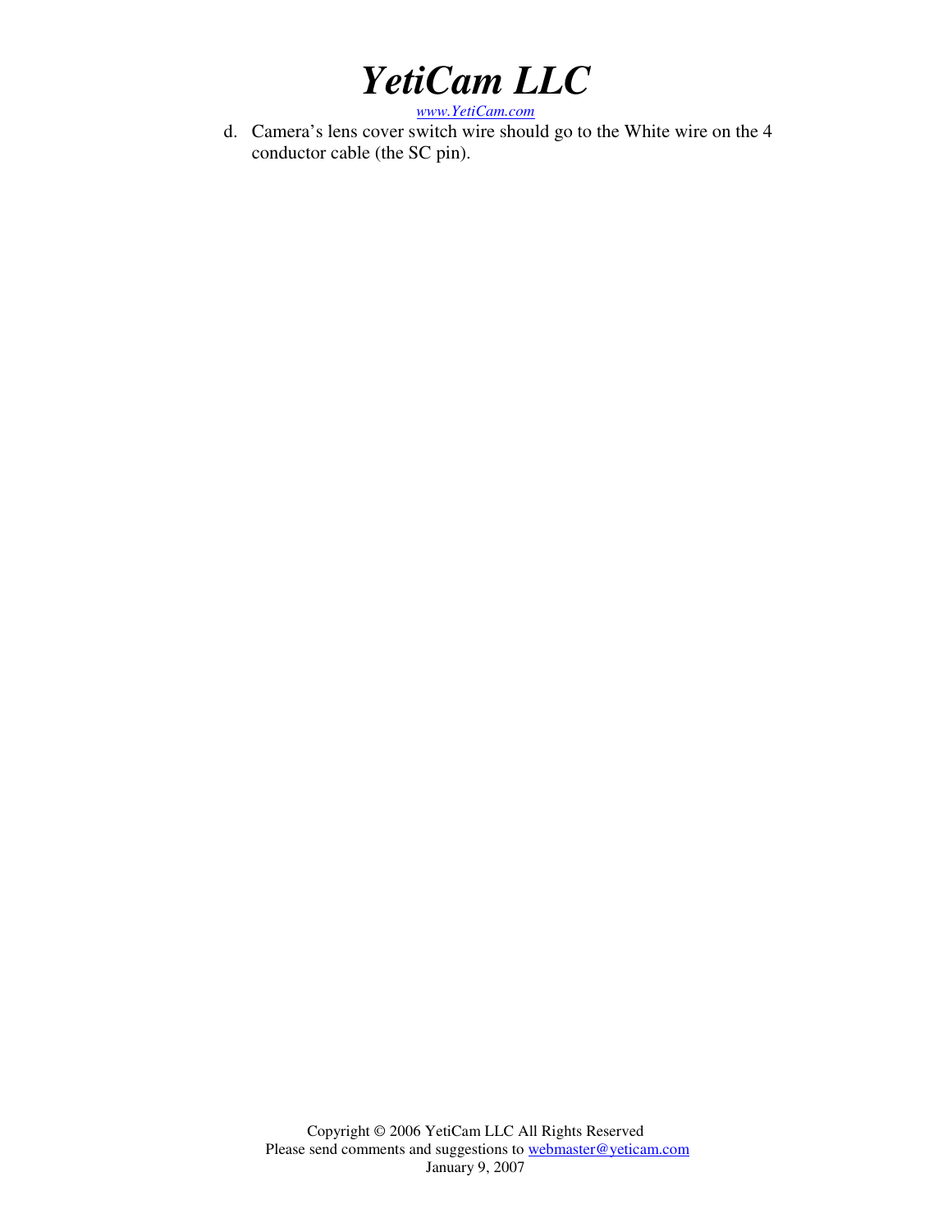d. Camera's lens cover switch wire should go to the White wire on the 4 conductor cable (the SC pin).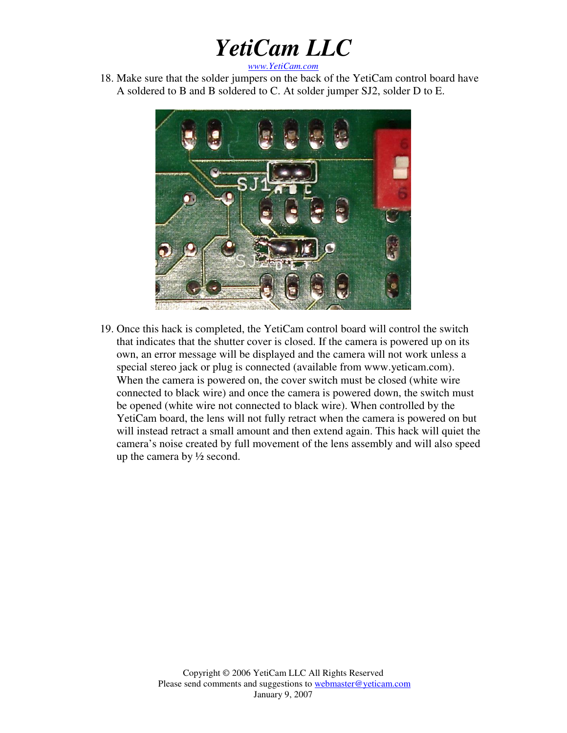18. Make sure that the solder jumpers on the back of the YetiCam control board have A soldered to B and B soldered to C. At solder jumper SJ2, solder D to E.

19. Once this hack is completed, the YetiCam control board will control the switch that indicates that the shutter cover is closed. If the camera is powered up on its own, an error message will be displayed and the camera will not work unless a special stereo jack or plug is connected (available from www.yeticam.com). When the camera is powered on, the cover switch must be closed (white wire connected to black wire) and once the camera is powered down, the switch must be opened (white wire not connected to black wire). When controlled by the YetiCam board, the lens will not fully retract when the camera is powered on but will instead retract a small amount and then extend again. This hack will quiet the camera's noise created by full movement of the lens assembly and will also speed up the camera by ½ second.